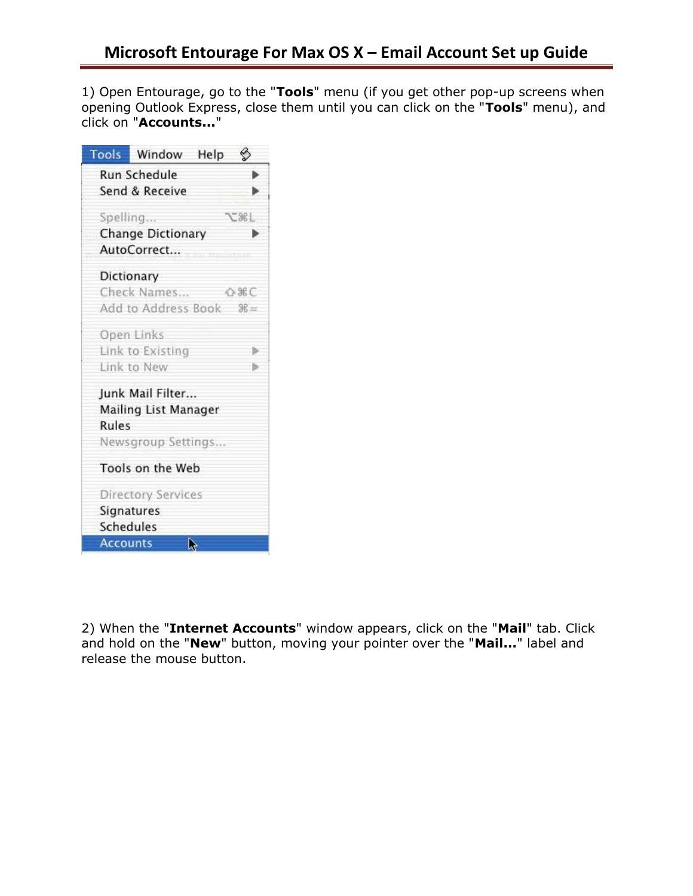# Microsoft Entourage For Max OS X – Email Account Set up Guide

1) Open Entourage, go to the "**Tools**" menu (if you get other pop-up screens when opening Outlook Express, close them until you can click on the "**Tools**" menu), and click on "**Accounts...**"

2) When the "**Internet Accounts**" window appears, click on the "**Mail**" tab. Click and hold on the "**New**" button, moving your pointer over the "**Mail...**" label and release the mouse button.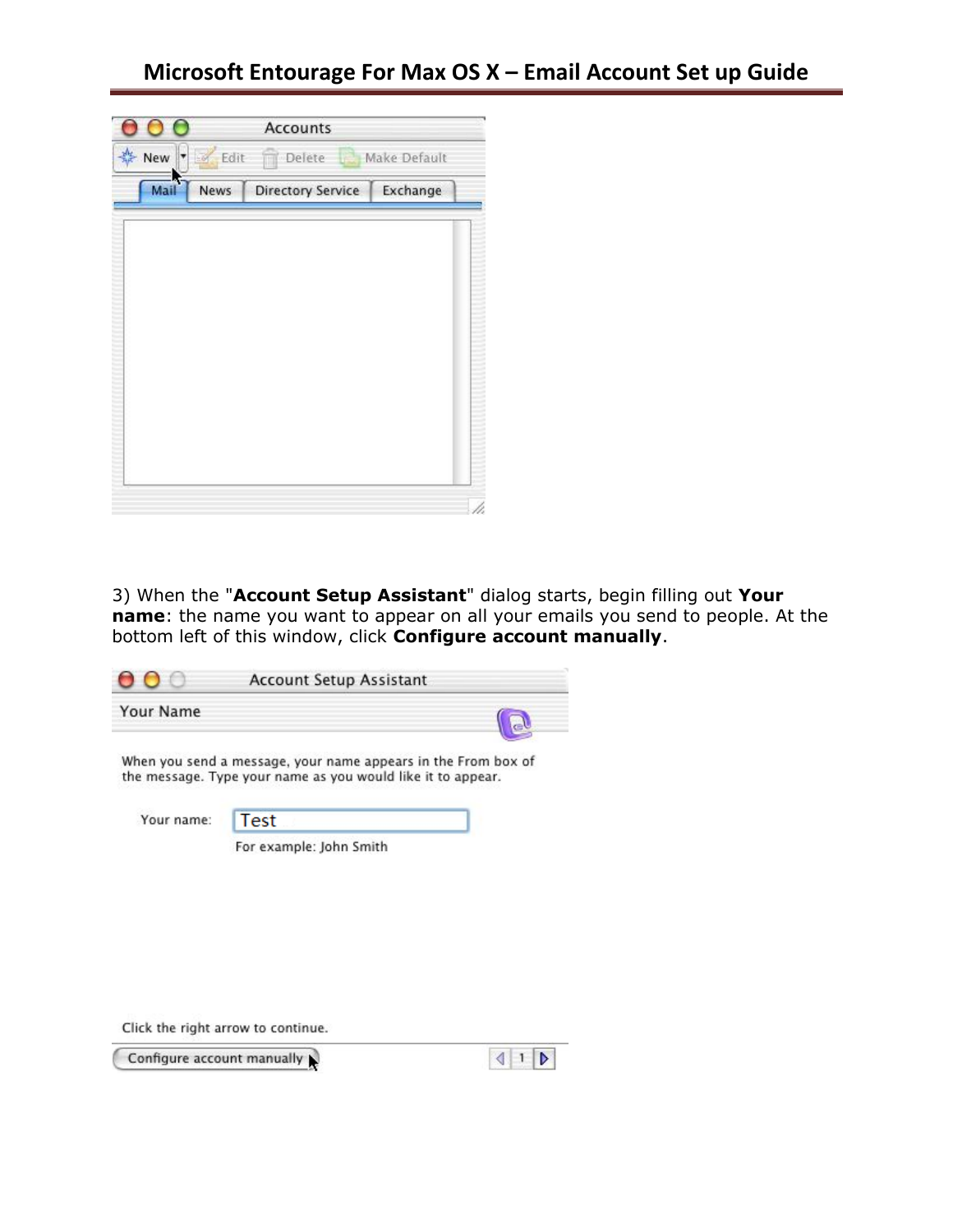3) When the "**Account Setup Assistant**" dialog starts, begin filling out **Your name**: the name you want to appear on all your emails you send to people. At the bottom left of this window, click **Configure account manually**.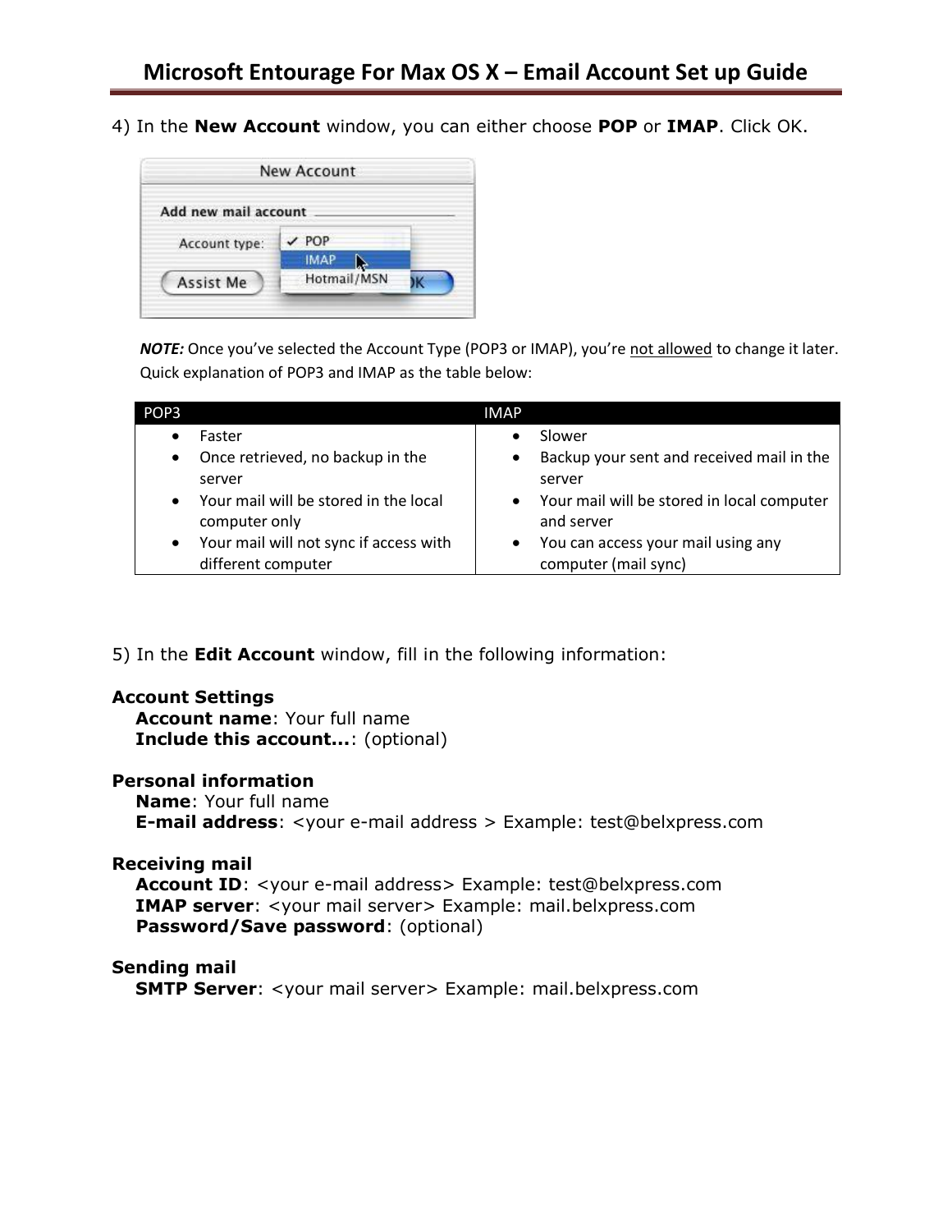4) In the **New Account** window, you can either choose **POP** or **IMAP**. Click OK.

***NOTE:*** Once you've selected the Account Type (POP3 or IMAP), you're not allowed to change it later. Quick explanation of POP3 and IMAP as the table below:

| POP3 | IMAP |
| --- | --- |
| • Faster<br>• Once retrieved, no backup in the server<br>• Your mail will be stored in the local computer only<br>• Your mail will not sync if access with different computer | • Slower<br>• Backup your sent and received mail in the server<br>• Your mail will be stored in local computer and server<br>• You can access your mail using any computer (mail sync) |

5) In the **Edit Account** window, fill in the following information:

**Account Settings**
**Account name**: Your full name
**Include this account...**: (optional)

**Personal information**
**Name**: Your full name
**E-mail address**: <your e-mail address > Example: test@belxpress.com

**Receiving mail**
**Account ID**: <your e-mail address> Example: test@belxpress.com
**IMAP server**: <your mail server> Example: mail.belxpress.com
**Password/Save password**: (optional)

**Sending mail**
**SMTP Server**: <your mail server> Example: mail.belxpress.com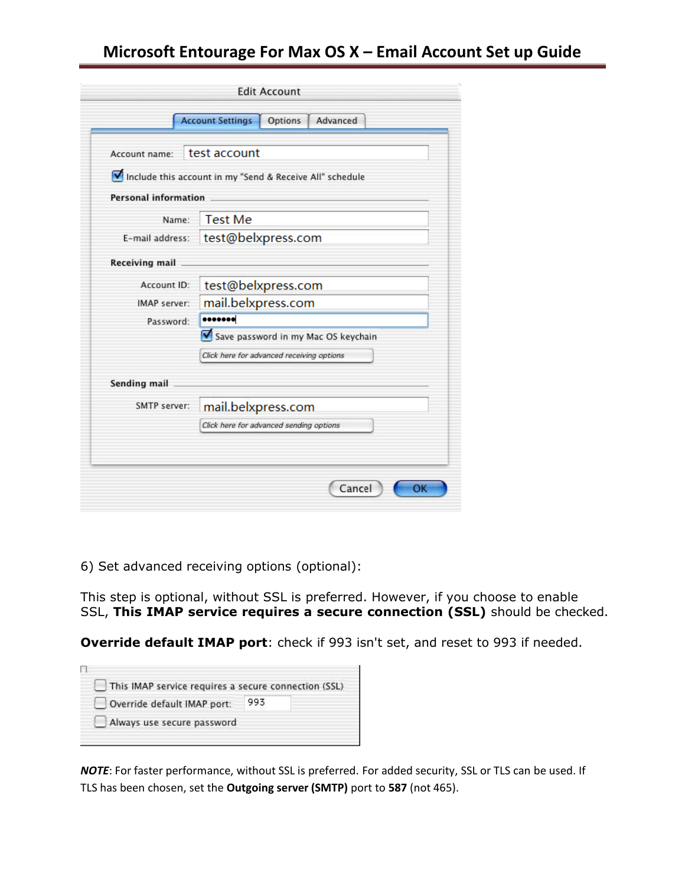Edit Account

Account Settings | Options | Advanced

Account name: test account

☑ Include this account in my "Send & Receive All" schedule

**Personal information**

Name: Test Me

E-mail address: test@belxpress.com

**Receiving mail**

Account ID: test@belxpress.com

IMAP server: mail.belxpress.com

Password: •••••••

☑ Save password in my Mac OS keychain

*Click here for advanced receiving options*

**Sending mail**

SMTP server: mail.belxpress.com

*Click here for advanced sending options*

Cancel | OK

6) Set advanced receiving options (optional):

This step is optional, without SSL is preferred. However, if you choose to enable SSL, **This IMAP service requires a secure connection (SSL)** should be checked.

**Override default IMAP port**: check if 993 isn't set, and reset to 993 if needed.

☐ This IMAP service requires a secure connection (SSL)

☐ Override default IMAP port: 993

☐ Always use secure password

***NOTE***: For faster performance, without SSL is preferred. For added security, SSL or TLS can be used. If TLS has been chosen, set the **Outgoing server (SMTP)** port to **587** (not 465).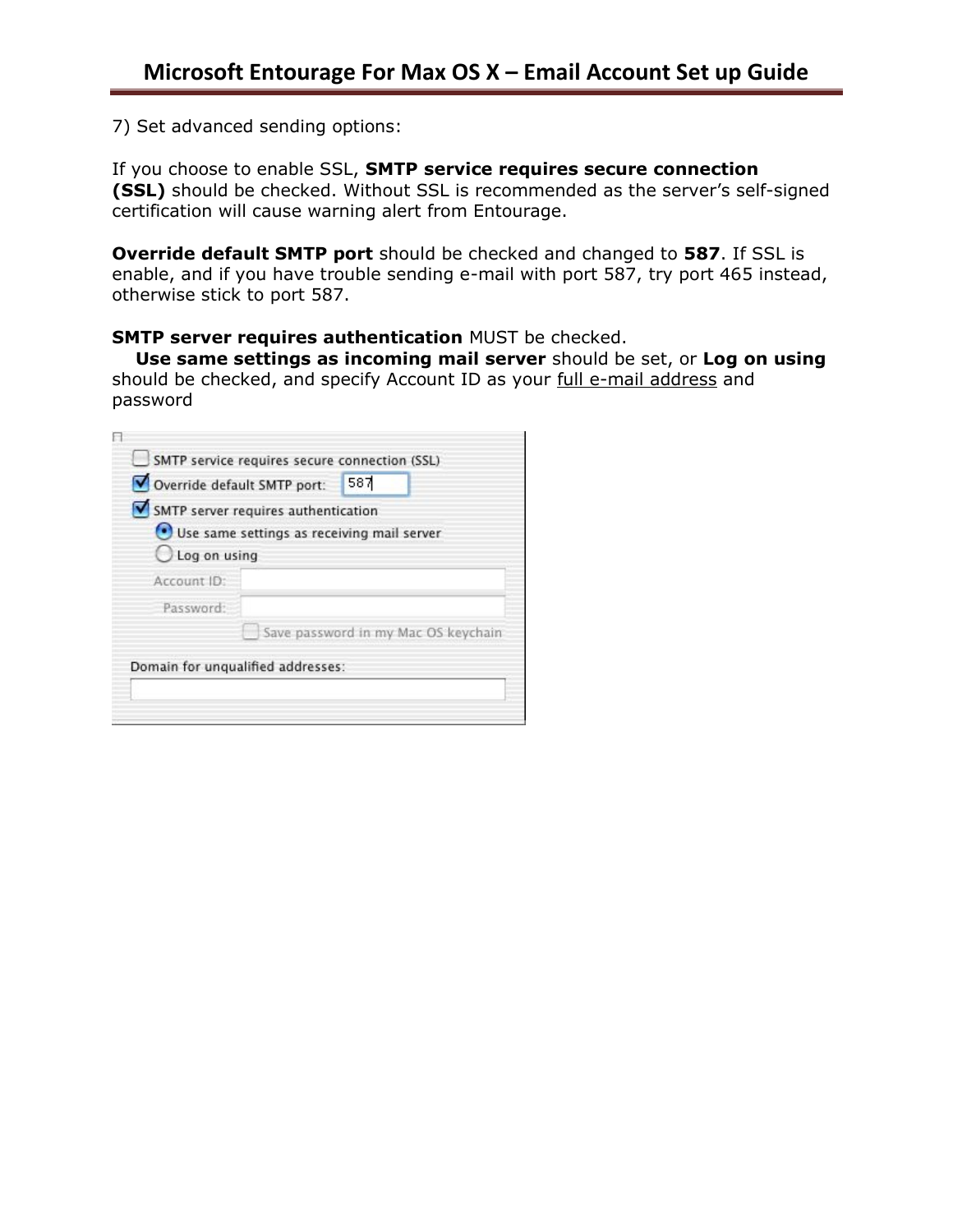7) Set advanced sending options:

If you choose to enable SSL, **SMTP service requires secure connection (SSL)** should be checked. Without SSL is recommended as the server's self-signed certification will cause warning alert from Entourage.

**Override default SMTP port** should be checked and changed to **587**. If SSL is enable, and if you have trouble sending e-mail with port 587, try port 465 instead, otherwise stick to port 587.

**SMTP server requires authentication** MUST be checked.
**Use same settings as incoming mail server** should be set, or **Log on using** should be checked, and specify Account ID as your full e-mail address and password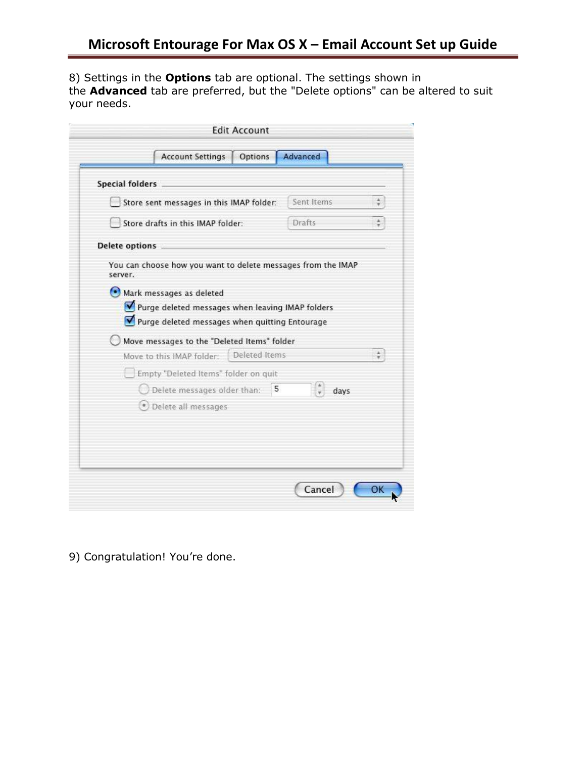8) Settings in the **Options** tab are optional. The settings shown in the **Advanced** tab are preferred, but the "Delete options" can be altered to suit your needs.

9) Congratulation! You're done.